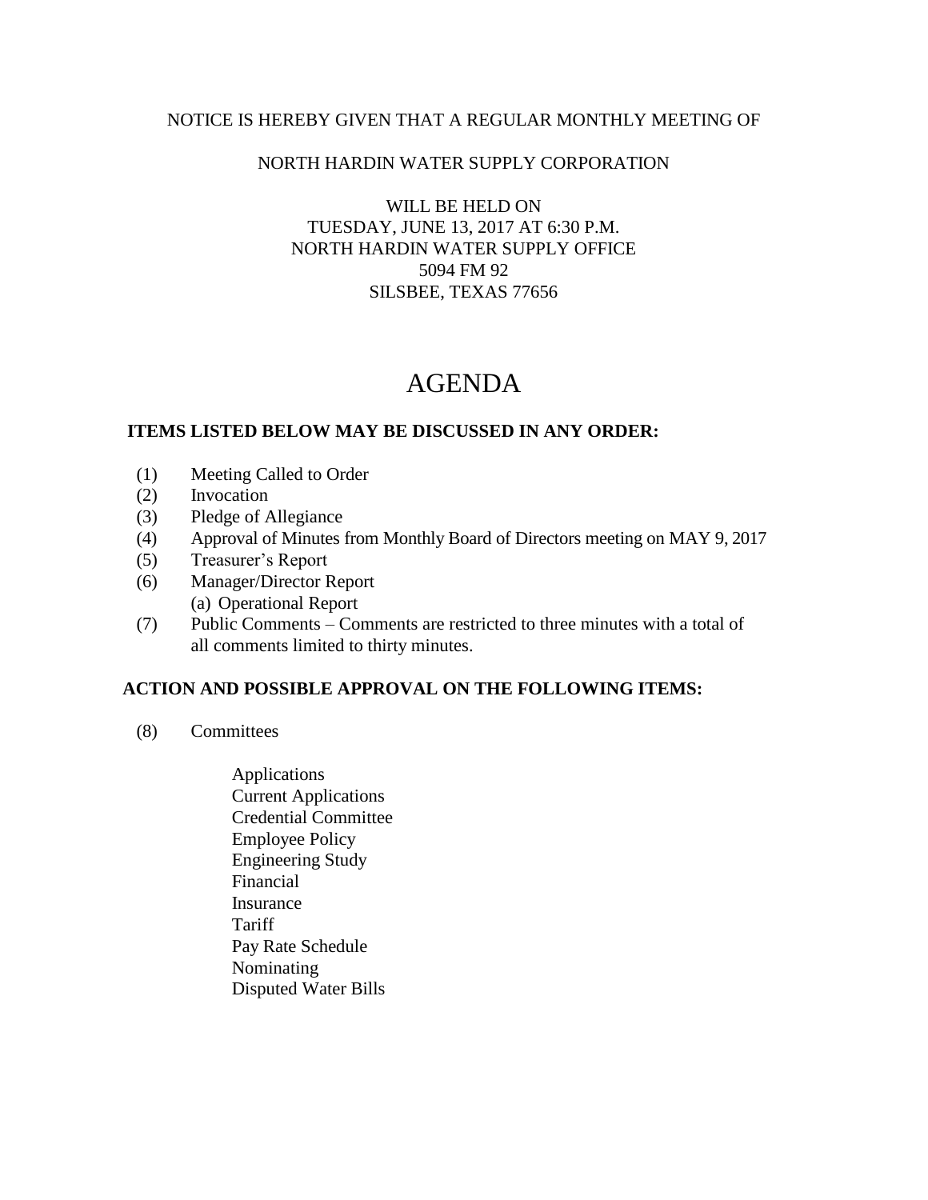NOTICE IS HEREBY GIVEN THAT A REGULAR MONTHLY MEETING OF

NORTH HARDIN WATER SUPPLY CORPORATION

WILL BE HELD ON
TUESDAY, JUNE 13, 2017 AT 6:30 P.M.
NORTH HARDIN WATER SUPPLY OFFICE
5094 FM 92
SILSBEE, TEXAS 77656

# AGENDA

**ITEMS LISTED BELOW MAY BE DISCUSSED IN ANY ORDER:**

(1) Meeting Called to Order
(2) Invocation
(3) Pledge of Allegiance
(4) Approval of Minutes from Monthly Board of Directors meeting on MAY 9, 2017
(5) Treasurer's Report
(6) Manager/Director Report
 (a) Operational Report
(7) Public Comments – Comments are restricted to three minutes with a total of all comments limited to thirty minutes.

**ACTION AND POSSIBLE APPROVAL ON THE FOLLOWING ITEMS:**

(8) Committees

- Applications
- Current Applications
- Credential Committee
- Employee Policy
- Engineering Study
- Financial
- Insurance
- Tariff
- Pay Rate Schedule
- Nominating
- Disputed Water Bills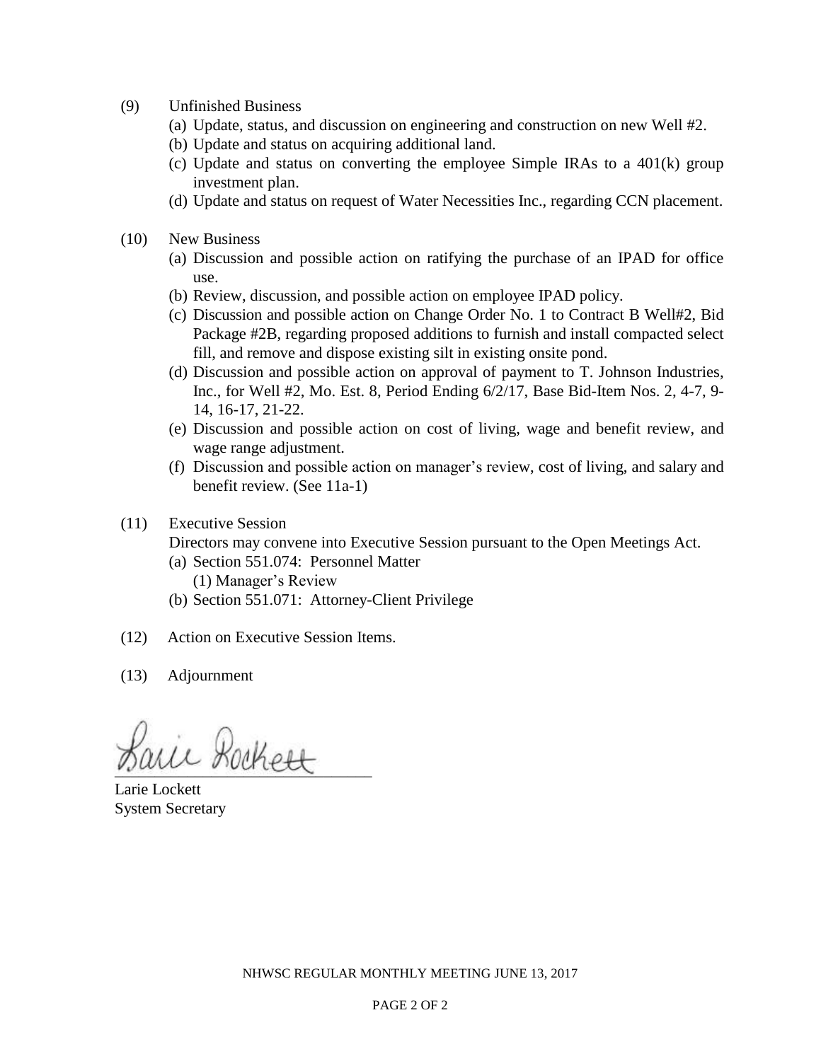(9) Unfinished Business

(a) Update, status, and discussion on engineering and construction on new Well #2.

(b) Update and status on acquiring additional land.

(c) Update and status on converting the employee Simple IRAs to a 401(k) group investment plan.

(d) Update and status on request of Water Necessities Inc., regarding CCN placement.

(10) New Business

(a) Discussion and possible action on ratifying the purchase of an IPAD for office use.

(b) Review, discussion, and possible action on employee IPAD policy.

(c) Discussion and possible action on Change Order No. 1 to Contract B Well#2, Bid Package #2B, regarding proposed additions to furnish and install compacted select fill, and remove and dispose existing silt in existing onsite pond.

(d) Discussion and possible action on approval of payment to T. Johnson Industries, Inc., for Well #2, Mo. Est. 8, Period Ending 6/2/17, Base Bid-Item Nos. 2, 4-7, 9-14, 16-17, 21-22.

(e) Discussion and possible action on cost of living, wage and benefit review, and wage range adjustment.

(f) Discussion and possible action on manager's review, cost of living, and salary and benefit review. (See 11a-1)

(11) Executive Session

Directors may convene into Executive Session pursuant to the Open Meetings Act.

(a) Section 551.074: Personnel Matter

(1) Manager's Review

(b) Section 551.071: Attorney-Client Privilege

(12) Action on Executive Session Items.

(13) Adjournment

Larie Lockett

Larie Lockett
System Secretary

NHWSC REGULAR MONTHLY MEETING JUNE 13, 2017